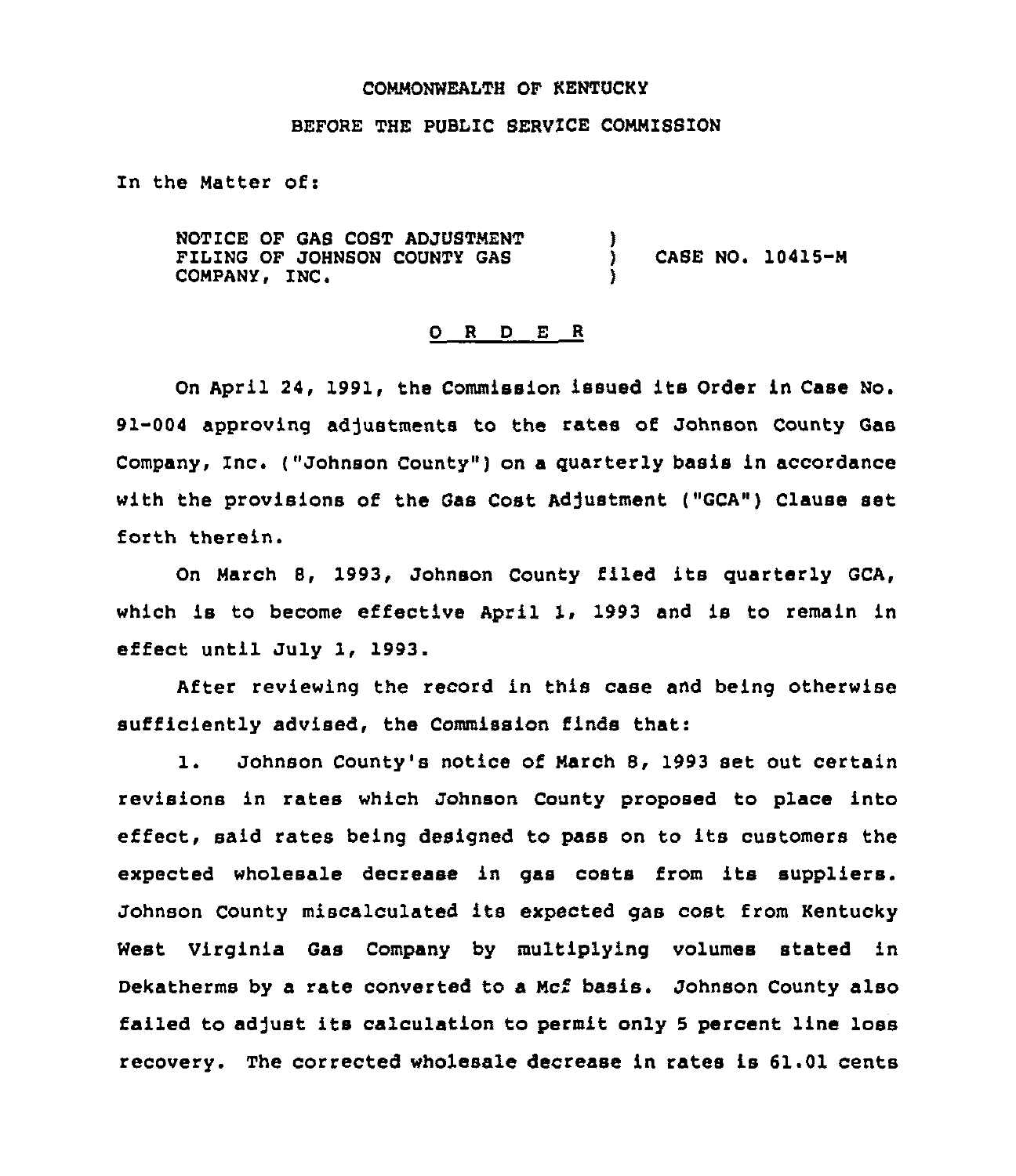COMMONWEALTH OF KENTUCKY

BEFORE THE PUBLIC SERVICE COMMISSION

In the Matter of:

| | | |
|---|---|---|
| NOTICE OF GAS COST ADJUSTMENT FILING OF JOHNSON COUNTY GAS COMPANY, INC. | ) ) ) | CASE NO. 10415-M |

O R D E R

On April 24, 1991, the Commission issued its Order in Case No. 91-004 approving adjustments to the rates of Johnson County Gas Company, Inc. ("Johnson County") on a quarterly basis in accordance with the provisions of the Gas Cost Adjustment ("GCA") Clause set forth therein.

On March 8, 1993, Johnson County filed its quarterly GCA, which is to become effective April 1, 1993 and is to remain in effect until July 1, 1993.

After reviewing the record in this case and being otherwise sufficiently advised, the Commission finds that:

1. Johnson County's notice of March 8, 1993 set out certain revisions in rates which Johnson County proposed to place into effect, said rates being designed to pass on to its customers the expected wholesale decrease in gas costs from its suppliers. Johnson County miscalculated its expected gas cost from Kentucky West Virginia Gas Company by multiplying volumes stated in Dekatherms by a rate converted to a Mcf basis. Johnson County also failed to adjust its calculation to permit only 5 percent line loss recovery. The corrected wholesale decrease in rates is 61.01 cents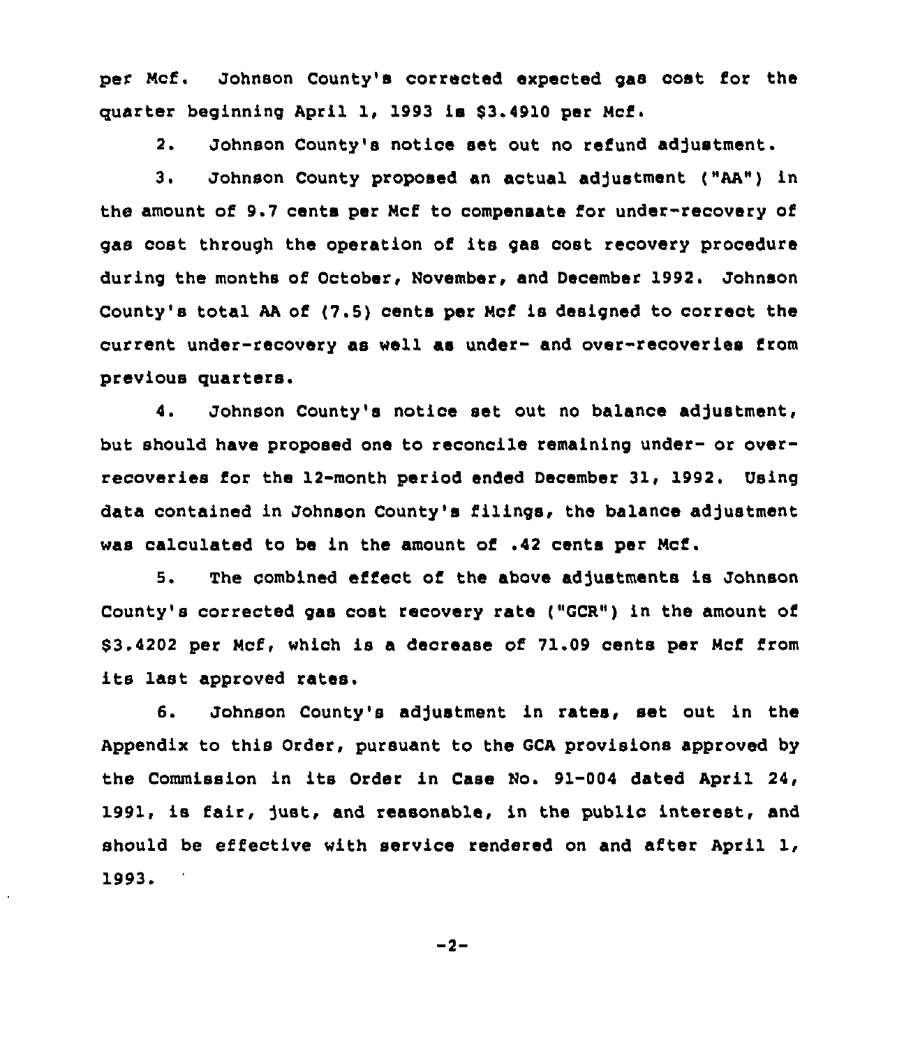per Mcf. Johnson County's corrected expected gas cost for the quarter beginning April 1, 1993 is $3.4910 per Mcf.

2. Johnson County's notice set out no refund adjustment.

3. Johnson County proposed an actual adjustment ("AA") in the amount of 9.7 cents per Mcf to compensate for under-recovery of gas cost through the operation of its gas cost recovery procedure during the months of October, November, and December 1992. Johnson County's total AA of (7.5) cents per Mcf is designed to correct the current under-recovery as well as under- and over-recoveries from previous quarters.

4. Johnson County's notice set out no balance adjustment, but should have proposed one to reconcile remaining under- or over-recoveries for the 12-month period ended December 31, 1992. Using data contained in Johnson County's filings, the balance adjustment was calculated to be in the amount of .42 cents per Mcf.

5. The combined effect of the above adjustments is Johnson County's corrected gas cost recovery rate ("GCR") in the amount of $3.4202 per Mcf, which is a decrease of 71.09 cents per Mcf from its last approved rates.

6. Johnson County's adjustment in rates, set out in the Appendix to this Order, pursuant to the GCA provisions approved by the Commission in its Order in Case No. 91-004 dated April 24, 1991, is fair, just, and reasonable, in the public interest, and should be effective with service rendered on and after April 1, 1993.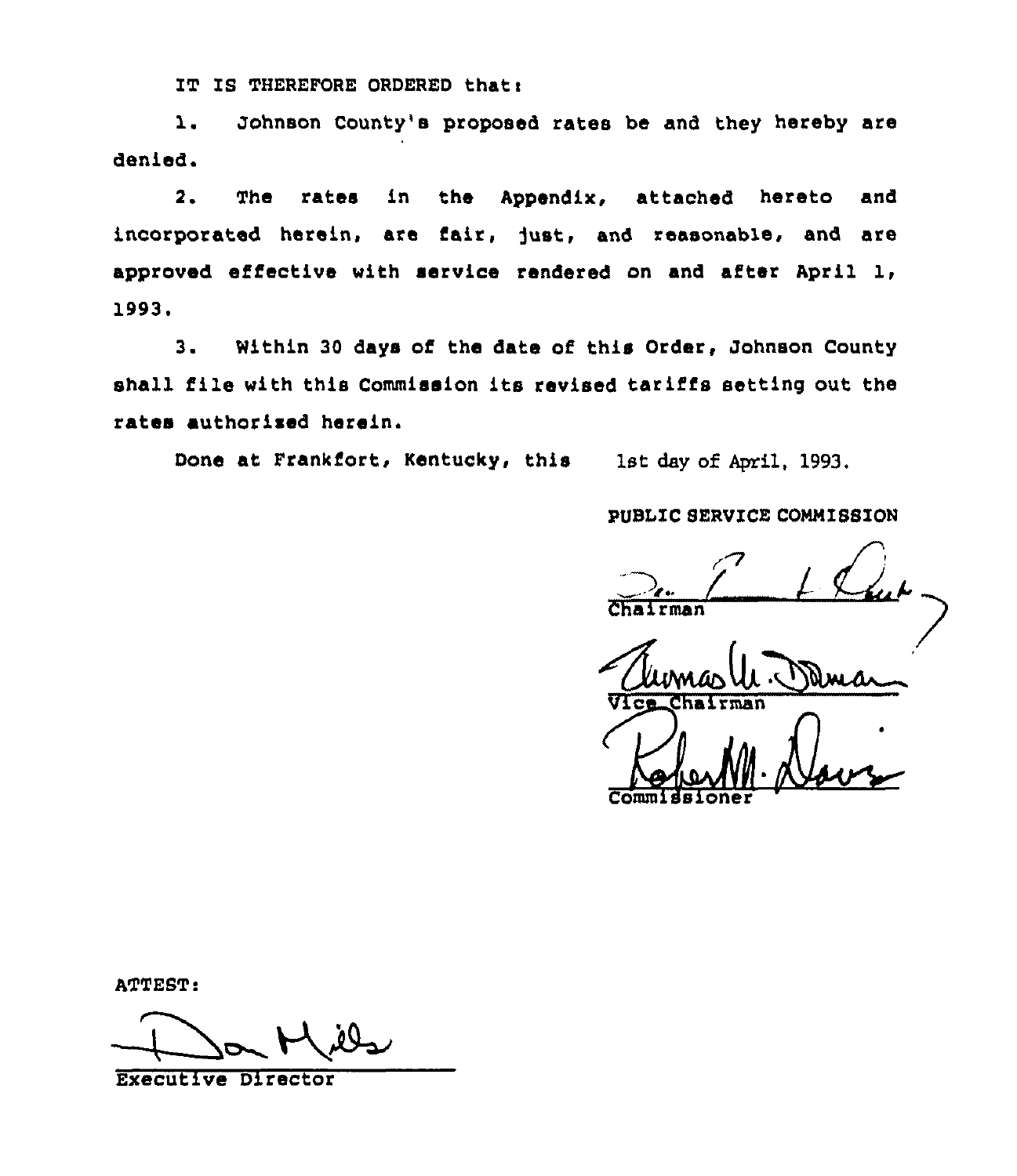IT IS THEREFORE ORDERED that:

1. Johnson County's proposed rates be and they hereby are denied.

2. The rates in the Appendix, attached hereto and incorporated herein, are fair, just, and reasonable, and are approved effective with service rendered on and after April 1, 1993.

3. Within 30 days of the date of this Order, Johnson County shall file with this Commission its revised tariffs setting out the rates authorized herein.

Done at Frankfort, Kentucky, this 1st day of April, 1993.

PUBLIC SERVICE COMMISSION

Chairman

Vice Chairman

Commissioner

ATTEST:

Executive Director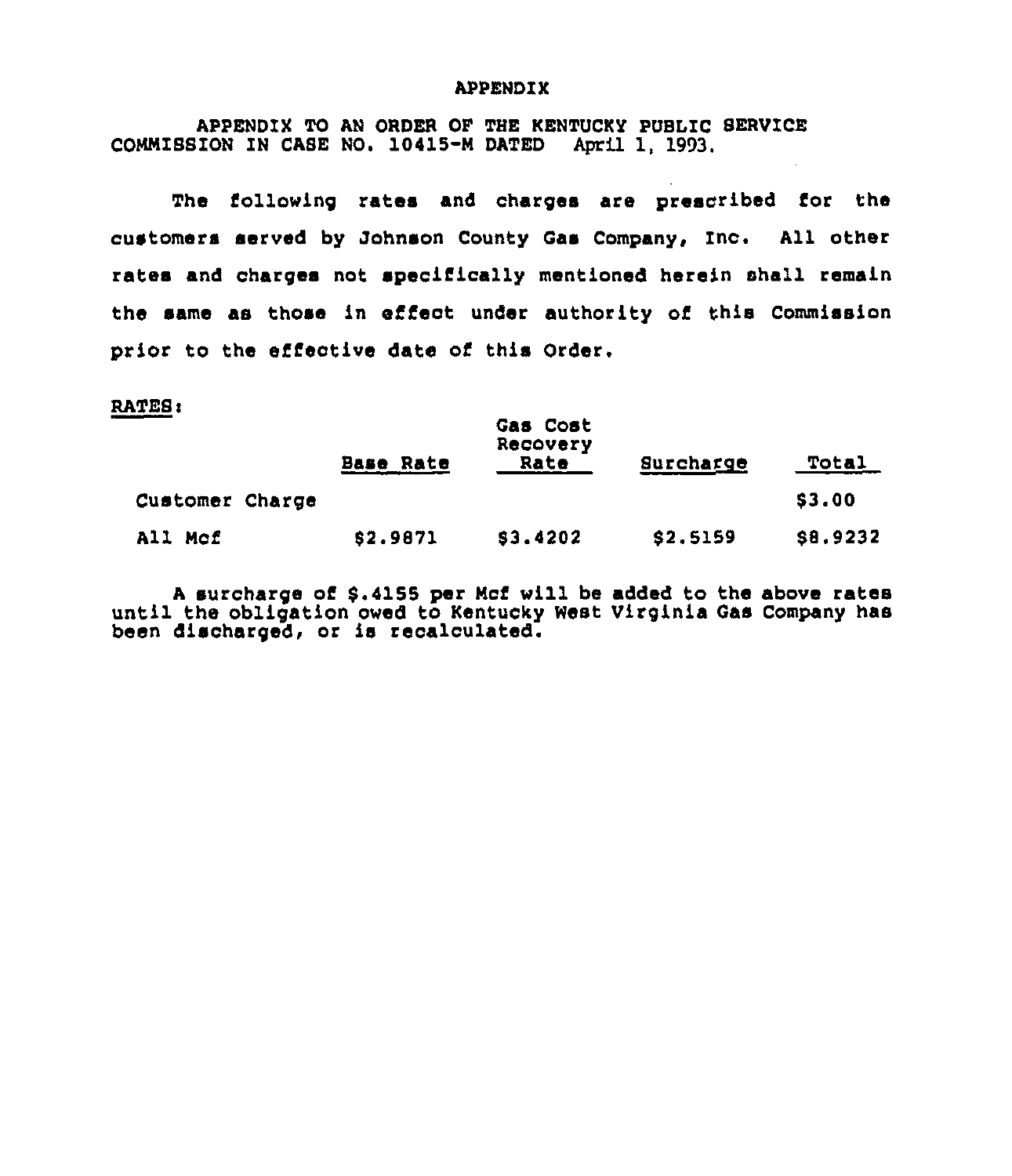# APPENDIX

APPENDIX TO AN ORDER OF THE KENTUCKY PUBLIC SERVICE COMMISSION IN CASE NO. 10415-M DATED April 1, 1993.

The following rates and charges are prescribed for the customers served by Johnson County Gas Company, Inc. All other rates and charges not specifically mentioned herein shall remain the same as those in effect under authority of this Commission prior to the effective date of this Order.

RATES:

| | Base Rate | Gas Cost Recovery Rate | Surcharge | Total |
|---|---|---|---|---|
| Customer Charge | | | | $3.00 |
| All Mcf | $2.9871 | $3.4202 | $2.5159 | $8.9232 |

A surcharge of $.4155 per Mcf will be added to the above rates until the obligation owed to Kentucky West Virginia Gas Company has been discharged, or is recalculated.